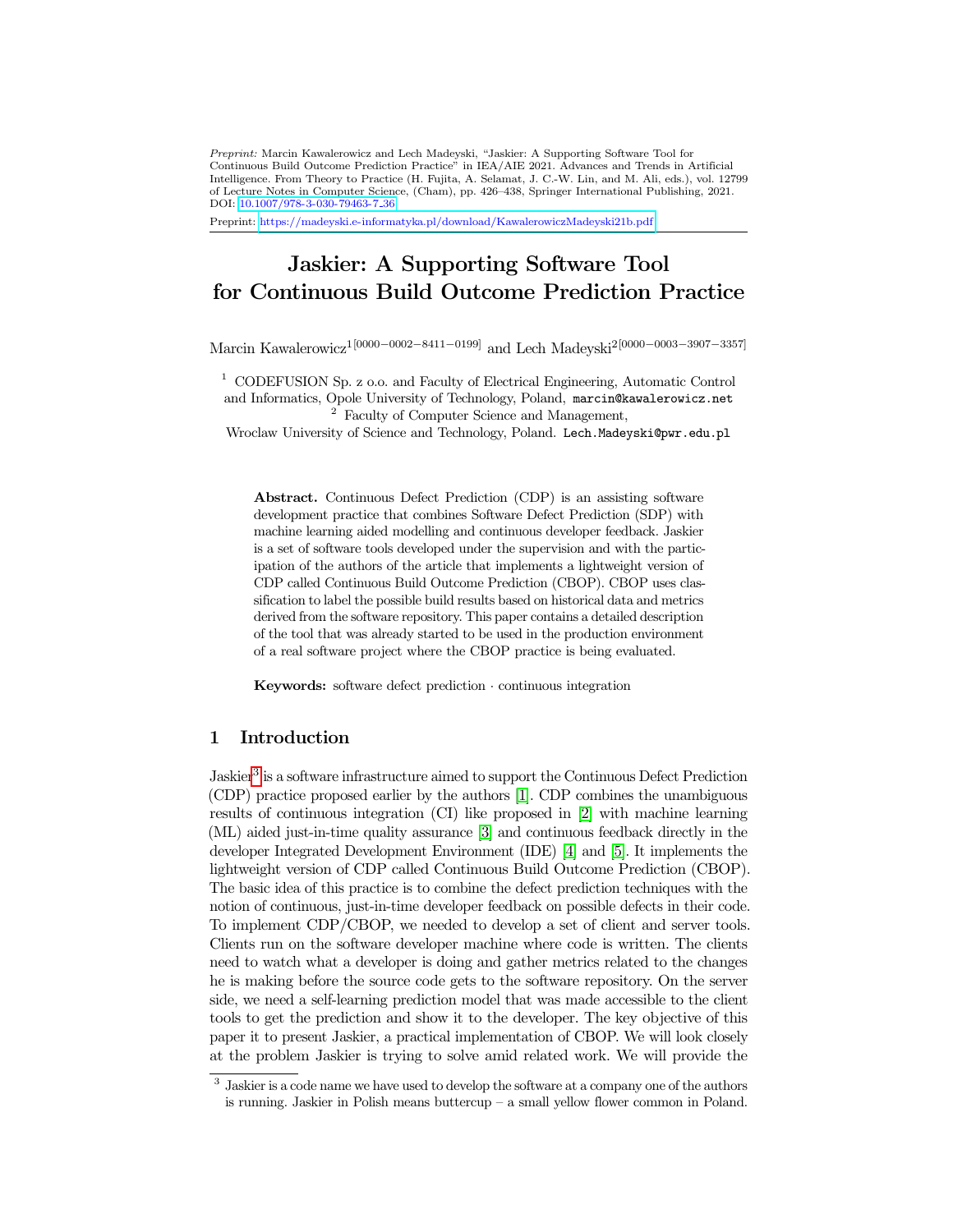*Preprint:* Marcin Kawalerowicz and Lech Madeyski, "Jaskier: A Supporting Software Tool for Continuous Build Outcome Prediction Practice" in IEA/AIE 2021. Advances and Trends in Artificial Intelligence. From Theory to Practice (H. Fujita, A. Selamat, J. C.-W. Lin, and M. Ali, eds.), vol. 12799 of Lecture Notes in Computer Science, (Cham), pp. 426–438, Springer International Publishing, 2021. DOI: 10.1007/978-3-030-79463-7_36

Preprint: https://madeyski.e-informatyka.pl/download/KawalerowiczMadeyski21b.pdf

# Jaskier: A Supporting Software Tool for Continuous Build Outcome Prediction Practice

Marcin Kawalerowicz[1][0000−0002−8411−0199] and Lech Madeyski[2][0000−0003−3907−3357]

[1] CODEFUSION Sp. z o.o. and Faculty of Electrical Engineering, Automatic Control and Informatics, Opole University of Technology, Poland, marcin@kawalerowicz.net

[2] Faculty of Computer Science and Management, Wroclaw University of Science and Technology, Poland. Lech.Madeyski@pwr.edu.pl

**Abstract.** Continuous Defect Prediction (CDP) is an assisting software development practice that combines Software Defect Prediction (SDP) with machine learning aided modelling and continuous developer feedback. Jaskier is a set of software tools developed under the supervision and with the participation of the authors of the article that implements a lightweight version of CDP called Continuous Build Outcome Prediction (CBOP). CBOP uses classification to label the possible build results based on historical data and metrics derived from the software repository. This paper contains a detailed description of the tool that was already started to be used in the production environment of a real software project where the CBOP practice is being evaluated.

**Keywords:** software defect prediction · continuous integration

## 1 Introduction

Jaskier[3] is a software infrastructure aimed to support the Continuous Defect Prediction (CDP) practice proposed earlier by the authors [1]. CDP combines the unambiguous results of continuous integration (CI) like proposed in [2] with machine learning (ML) aided just-in-time quality assurance [3] and continuous feedback directly in the developer Integrated Development Environment (IDE) [4] and [5]. It implements the lightweight version of CDP called Continuous Build Outcome Prediction (CBOP). The basic idea of this practice is to combine the defect prediction techniques with the notion of continuous, just-in-time developer feedback on possible defects in their code. To implement CDP/CBOP, we needed to develop a set of client and server tools. Clients run on the software developer machine where code is written. The clients need to watch what a developer is doing and gather metrics related to the changes he is making before the source code gets to the software repository. On the server side, we need a self-learning prediction model that was made accessible to the client tools to get the prediction and show it to the developer. The key objective of this paper it to present Jaskier, a practical implementation of CBOP. We will look closely at the problem Jaskier is trying to solve amid related work. We will provide the

[3] Jaskier is a code name we have used to develop the software at a company one of the authors is running. Jaskier in Polish means buttercup – a small yellow flower common in Poland.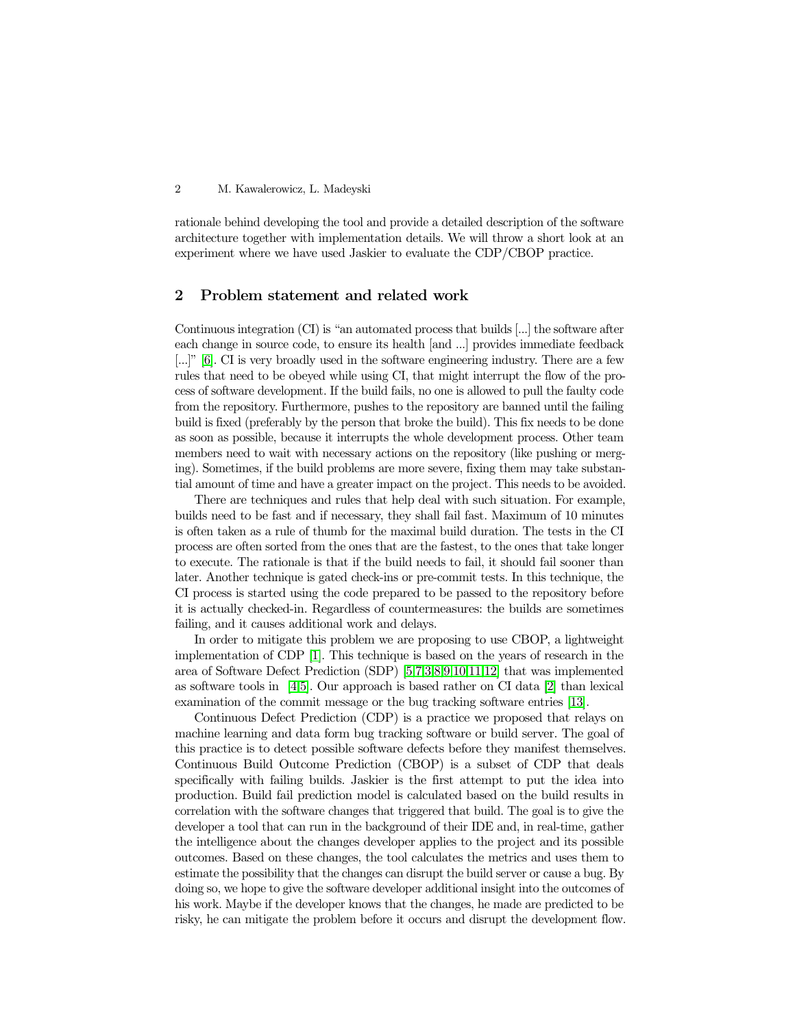rationale behind developing the tool and provide a detailed description of the software architecture together with implementation details. We will throw a short look at an experiment where we have used Jaskier to evaluate the CDP/CBOP practice.

## 2 Problem statement and related work

Continuous integration (CI) is "an automated process that builds [...] the software after each change in source code, to ensure its health [and ...] provides immediate feedback [...]" [6]. CI is very broadly used in the software engineering industry. There are a few rules that need to be obeyed while using CI, that might interrupt the flow of the process of software development. If the build fails, no one is allowed to pull the faulty code from the repository. Furthermore, pushes to the repository are banned until the failing build is fixed (preferably by the person that broke the build). This fix needs to be done as soon as possible, because it interrupts the whole development process. Other team members need to wait with necessary actions on the repository (like pushing or merging). Sometimes, if the build problems are more severe, fixing them may take substantial amount of time and have a greater impact on the project. This needs to be avoided.

There are techniques and rules that help deal with such situation. For example, builds need to be fast and if necessary, they shall fail fast. Maximum of 10 minutes is often taken as a rule of thumb for the maximal build duration. The tests in the CI process are often sorted from the ones that are the fastest, to the ones that take longer to execute. The rationale is that if the build needs to fail, it should fail sooner than later. Another technique is gated check-ins or pre-commit tests. In this technique, the CI process is started using the code prepared to be passed to the repository before it is actually checked-in. Regardless of countermeasures: the builds are sometimes failing, and it causes additional work and delays.

In order to mitigate this problem we are proposing to use CBOP, a lightweight implementation of CDP [1]. This technique is based on the years of research in the area of Software Defect Prediction (SDP) [5,7,3,8,9,10,11,12] that was implemented as software tools in [4,5]. Our approach is based rather on CI data [2] than lexical examination of the commit message or the bug tracking software entries [13].

Continuous Defect Prediction (CDP) is a practice we proposed that relays on machine learning and data form bug tracking software or build server. The goal of this practice is to detect possible software defects before they manifest themselves. Continuous Build Outcome Prediction (CBOP) is a subset of CDP that deals specifically with failing builds. Jaskier is the first attempt to put the idea into production. Build fail prediction model is calculated based on the build results in correlation with the software changes that triggered that build. The goal is to give the developer a tool that can run in the background of their IDE and, in real-time, gather the intelligence about the changes developer applies to the project and its possible outcomes. Based on these changes, the tool calculates the metrics and uses them to estimate the possibility that the changes can disrupt the build server or cause a bug. By doing so, we hope to give the software developer additional insight into the outcomes of his work. Maybe if the developer knows that the changes, he made are predicted to be risky, he can mitigate the problem before it occurs and disrupt the development flow.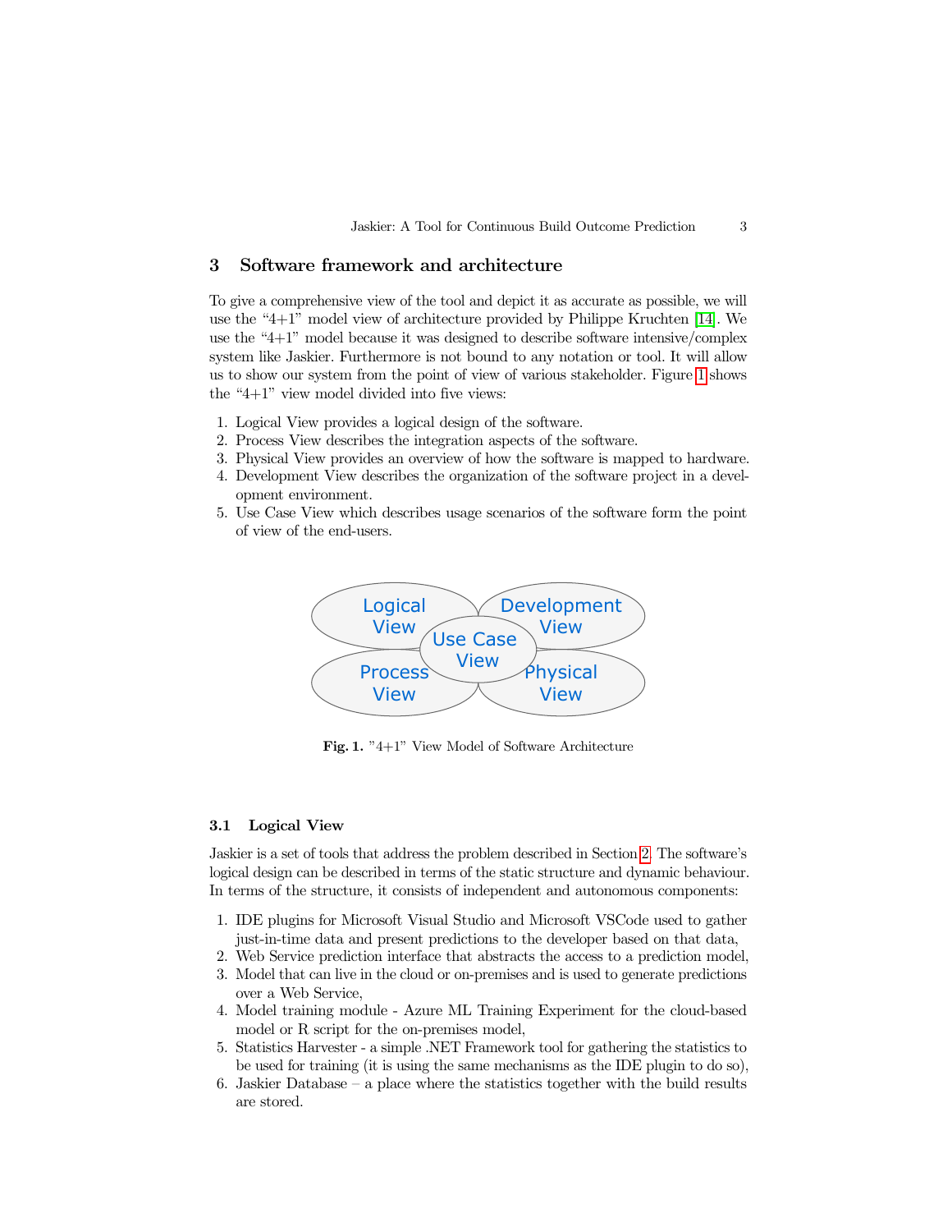## 3 Software framework and architecture

To give a comprehensive view of the tool and depict it as accurate as possible, we will use the "4+1" model view of architecture provided by Philippe Kruchten [14]. We use the "4+1" model because it was designed to describe software intensive/complex system like Jaskier. Furthermore is not bound to any notation or tool. It will allow us to show our system from the point of view of various stakeholder. Figure 1 shows the "4+1" view model divided into five views:

1. Logical View provides a logical design of the software.
2. Process View describes the integration aspects of the software.
3. Physical View provides an overview of how the software is mapped to hardware.
4. Development View describes the organization of the software project in a development environment.
5. Use Case View which describes usage scenarios of the software form the point of view of the end-users.

Logical View | Development View | Use Case View | Process View | Physical View

**Fig. 1.** "4+1" View Model of Software Architecture

### 3.1 Logical View

Jaskier is a set of tools that address the problem described in Section 2. The software's logical design can be described in terms of the static structure and dynamic behaviour. In terms of the structure, it consists of independent and autonomous components:

1. IDE plugins for Microsoft Visual Studio and Microsoft VSCode used to gather just-in-time data and present predictions to the developer based on that data,
2. Web Service prediction interface that abstracts the access to a prediction model,
3. Model that can live in the cloud or on-premises and is used to generate predictions over a Web Service,
4. Model training module - Azure ML Training Experiment for the cloud-based model or R script for the on-premises model,
5. Statistics Harvester - a simple .NET Framework tool for gathering the statistics to be used for training (it is using the same mechanisms as the IDE plugin to do so),
6. Jaskier Database – a place where the statistics together with the build results are stored.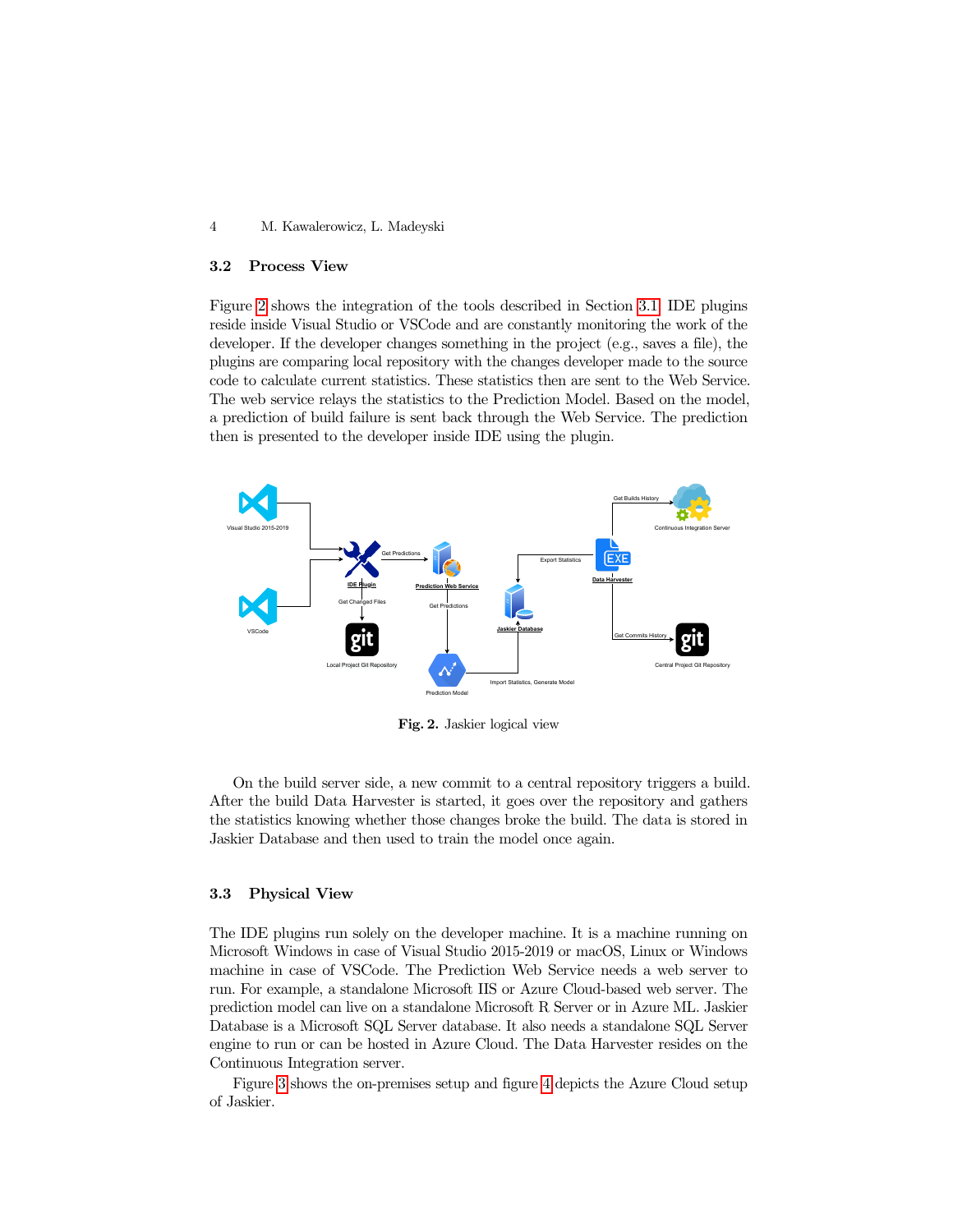### 3.2 Process View

Figure 2 shows the integration of the tools described in Section 3.1. IDE plugins reside inside Visual Studio or VSCode and are constantly monitoring the work of the developer. If the developer changes something in the project (e.g., saves a file), the plugins are comparing local repository with the changes developer made to the source code to calculate current statistics. These statistics then are sent to the Web Service. The web service relays the statistics to the Prediction Model. Based on the model, a prediction of build failure is sent back through the Web Service. The prediction then is presented to the developer inside IDE using the plugin.

**Fig. 2.** Jaskier logical view

On the build server side, a new commit to a central repository triggers a build. After the build Data Harvester is started, it goes over the repository and gathers the statistics knowing whether those changes broke the build. The data is stored in Jaskier Database and then used to train the model once again.

### 3.3 Physical View

The IDE plugins run solely on the developer machine. It is a machine running on Microsoft Windows in case of Visual Studio 2015-2019 or macOS, Linux or Windows machine in case of VSCode. The Prediction Web Service needs a web server to run. For example, a standalone Microsoft IIS or Azure Cloud-based web server. The prediction model can live on a standalone Microsoft R Server or in Azure ML. Jaskier Database is a Microsoft SQL Server database. It also needs a standalone SQL Server engine to run or can be hosted in Azure Cloud. The Data Harvester resides on the Continuous Integration server.

Figure 3 shows the on-premises setup and figure 4 depicts the Azure Cloud setup of Jaskier.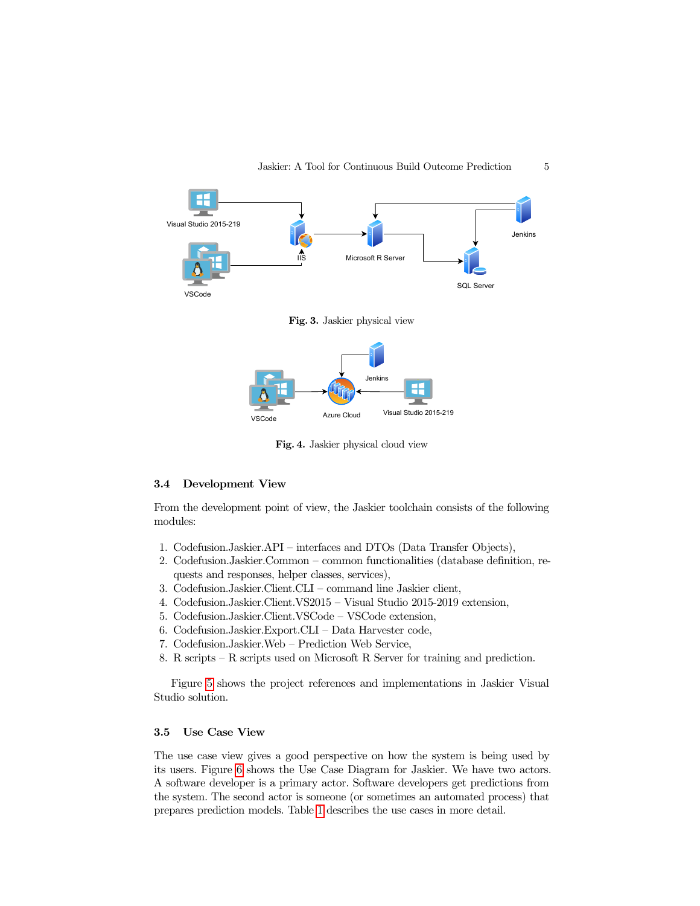Fig. 3. Jaskier physical view

Fig. 4. Jaskier physical cloud view

### 3.4 Development View

From the development point of view, the Jaskier toolchain consists of the following modules:

1. Codefusion.Jaskier.API – interfaces and DTOs (Data Transfer Objects),
2. Codefusion.Jaskier.Common – common functionalities (database definition, requests and responses, helper classes, services),
3. Codefusion.Jaskier.Client.CLI – command line Jaskier client,
4. Codefusion.Jaskier.Client.VS2015 – Visual Studio 2015-2019 extension,
5. Codefusion.Jaskier.Client.VSCode – VSCode extension,
6. Codefusion.Jaskier.Export.CLI – Data Harvester code,
7. Codefusion.Jaskier.Web – Prediction Web Service,
8. R scripts – R scripts used on Microsoft R Server for training and prediction.

Figure 5 shows the project references and implementations in Jaskier Visual Studio solution.

### 3.5 Use Case View

The use case view gives a good perspective on how the system is being used by its users. Figure 6 shows the Use Case Diagram for Jaskier. We have two actors. A software developer is a primary actor. Software developers get predictions from the system. The second actor is someone (or sometimes an automated process) that prepares prediction models. Table 1 describes the use cases in more detail.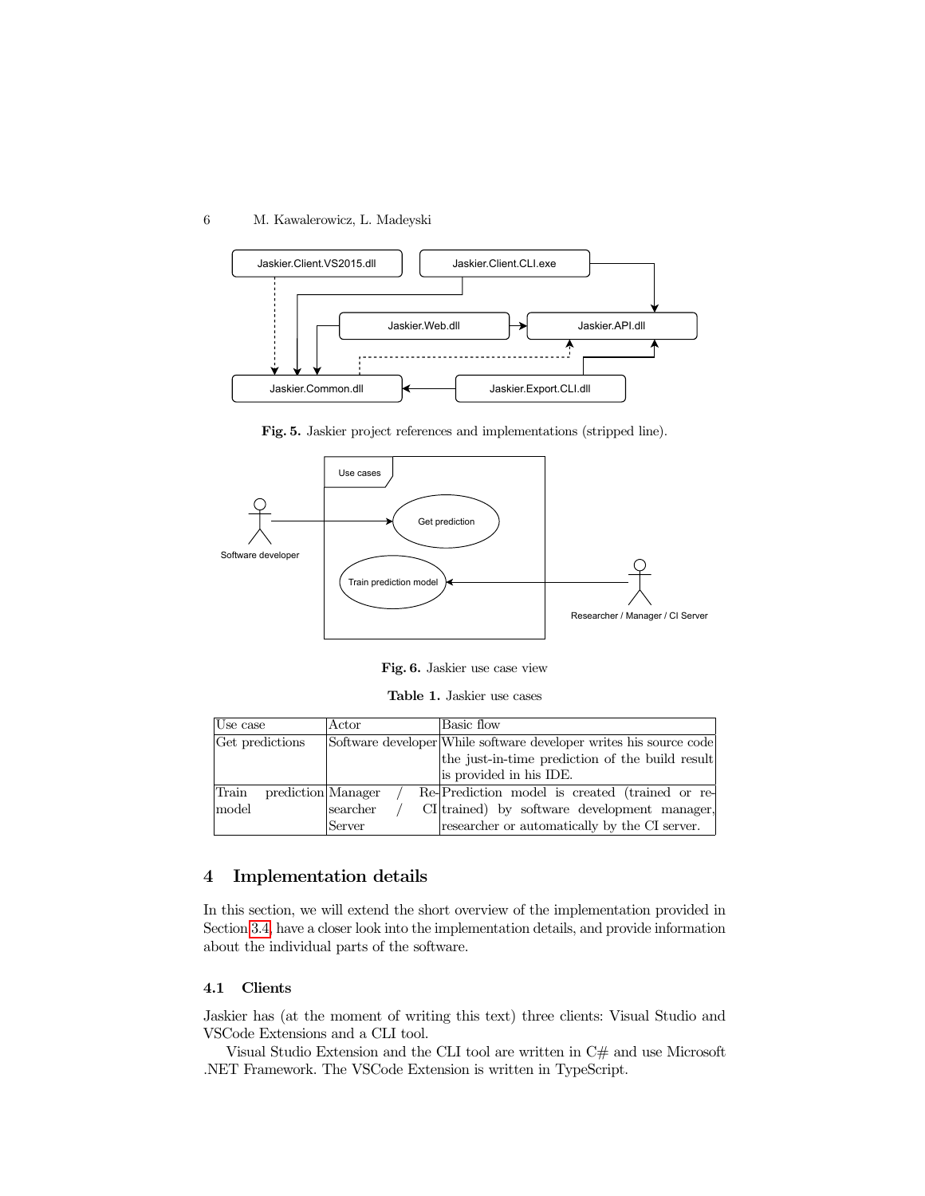Fig. 5. Jaskier project references and implementations (stripped line).

Fig. 6. Jaskier use case view

Table 1. Jaskier use cases

| Use case | Actor | Basic flow |
|---|---|---|
| Get predictions | Software developer | While software developer writes his source code the just-in-time prediction of the build result is provided in his IDE. |
| Train prediction model | Manager / Researcher / CI Server | Prediction model is created (trained or re-trained) by software development manager, researcher or automatically by the CI server. |

## 4 Implementation details

In this section, we will extend the short overview of the implementation provided in Section 3.4, have a closer look into the implementation details, and provide information about the individual parts of the software.

### 4.1 Clients

Jaskier has (at the moment of writing this text) three clients: Visual Studio and VSCode Extensions and a CLI tool.

Visual Studio Extension and the CLI tool are written in C# and use Microsoft .NET Framework. The VSCode Extension is written in TypeScript.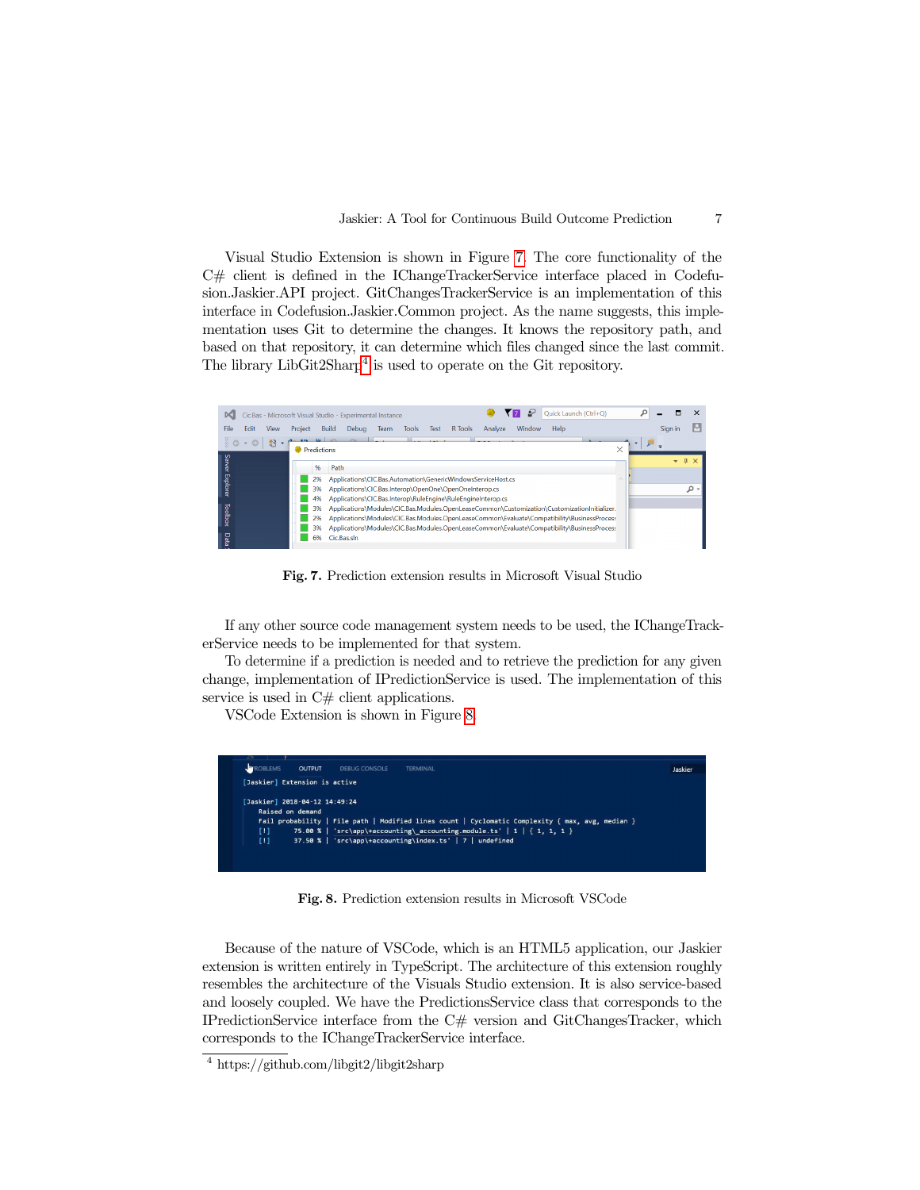Visual Studio Extension is shown in Figure 7. The core functionality of the C# client is defined in the IChangeTrackerService interface placed in Codefusion.Jaskier.API project. GitChangesTrackerService is an implementation of this interface in Codefusion.Jaskier.Common project. As the name suggests, this implementation uses Git to determine the changes. It knows the repository path, and based on that repository, it can determine which files changed since the last commit. The library LibGit2Sharp[4] is used to operate on the Git repository.

**Fig. 7.** Prediction extension results in Microsoft Visual Studio

If any other source code management system needs to be used, the IChangeTrackerService needs to be implemented for that system.

To determine if a prediction is needed and to retrieve the prediction for any given change, implementation of IPredictionService is used. The implementation of this service is used in C# client applications.

VSCode Extension is shown in Figure 8.

**Fig. 8.** Prediction extension results in Microsoft VSCode

Because of the nature of VSCode, which is an HTML5 application, our Jaskier extension is written entirely in TypeScript. The architecture of this extension roughly resembles the architecture of the Visuals Studio extension. It is also service-based and loosely coupled. We have the PredictionsService class that corresponds to the IPredictionService interface from the C# version and GitChangesTracker, which corresponds to the IChangeTrackerService interface.

[4] https://github.com/libgit2/libgit2sharp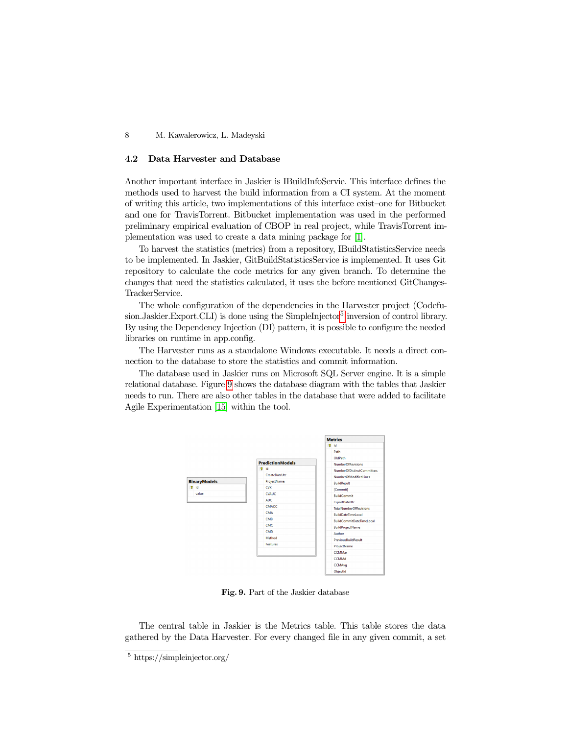### 4.2 Data Harvester and Database

Another important interface in Jaskier is IBuildInfoServie. This interface defines the methods used to harvest the build information from a CI system. At the moment of writing this article, two implementations of this interface exist–one for Bitbucket and one for TravisTorrent. Bitbucket implementation was used in the performed preliminary empirical evaluation of CBOP in real project, while TravisTorrent implementation was used to create a data mining package for [1].

To harvest the statistics (metrics) from a repository, IBuildStatisticsService needs to be implemented. In Jaskier, GitBuildStatisticsService is implemented. It uses Git repository to calculate the code metrics for any given branch. To determine the changes that need the statistics calculated, it uses the before mentioned GitChangesTrackerService.

The whole configuration of the dependencies in the Harvester project (Codefusion.Jaskier.Export.CLI) is done using the SimpleInjector[5] inversion of control library. By using the Dependency Injection (DI) pattern, it is possible to configure the needed libraries on runtime in app.config.

The Harvester runs as a standalone Windows executable. It needs a direct connection to the database to store the statistics and commit information.

The database used in Jaskier runs on Microsoft SQL Server engine. It is a simple relational database. Figure 9 shows the database diagram with the tables that Jaskier needs to run. There are also other tables in the database that were added to facilitate Agile Experimentation [15] within the tool.

| BinaryModels | PredictionModels | Metrics |
|---|---|---|
| Id | Id | Id |
| value | CreateDateUtc | Path |
| | ProjectName | OldPath |
| | CVK | NumberOfRevisions |
| | CVAUC | NumberOfDistinctCommitters |
| | AUC | NumberOfModifiedLines |
| | CMACC | BuildResult |
| | CMA | [Commit] |
| | CMB | BuildCommit |
| | CMC | ExportDateUtc |
| | CMD | TotalNumberOfRevisions |
| | Method | BuildDateTimeLocal |
| | Features | BuildCommitDateTimeLocal |
| | | BuildProjectName |
| | | Author |
| | | PreviousBuildResult |
| | | ProjectName |
| | | CCMMax |
| | | CCMMd |
| | | CCMAvg |
| | | ObjectId |

**Fig. 9.** Part of the Jaskier database

The central table in Jaskier is the Metrics table. This table stores the data gathered by the Data Harvester. For every changed file in any given commit, a set

[5] https://simpleinjector.org/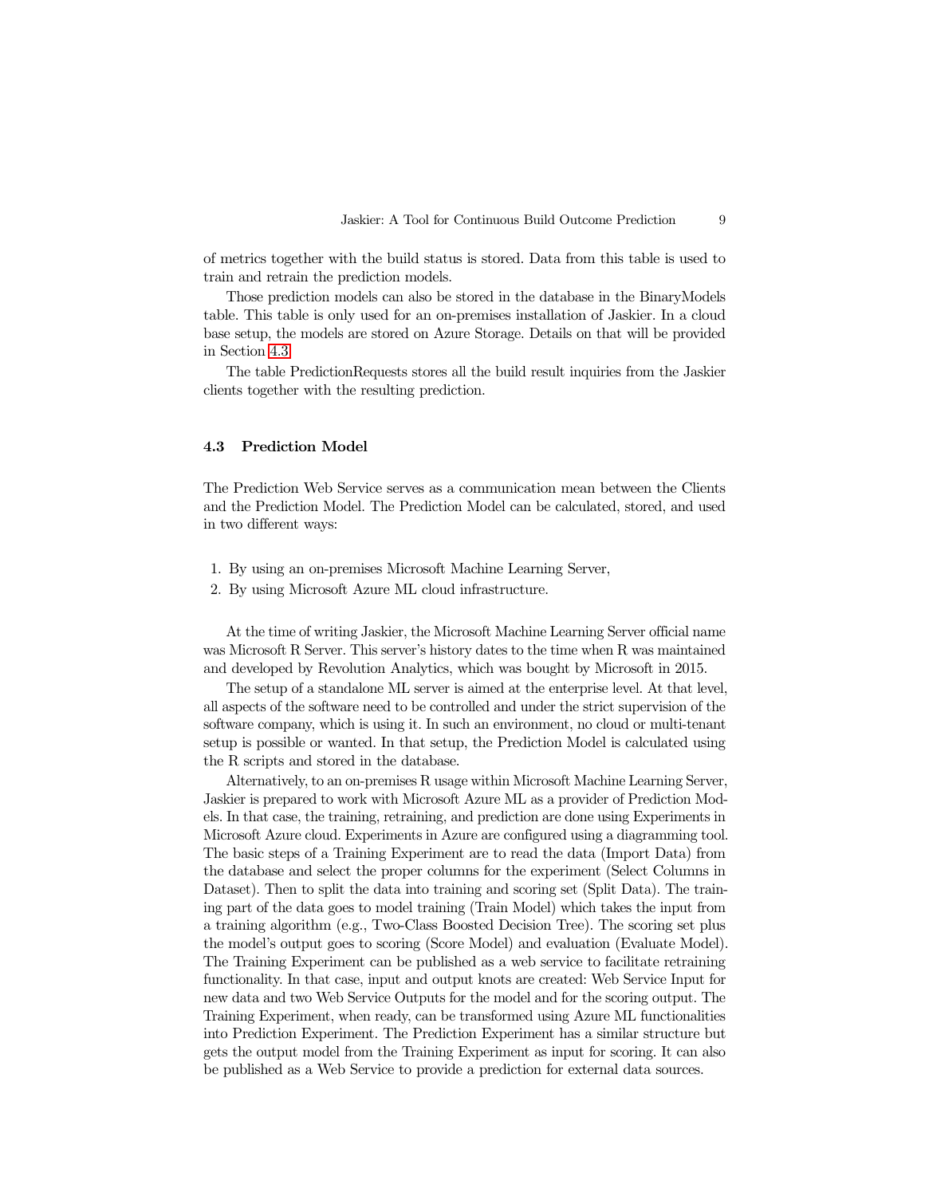of metrics together with the build status is stored. Data from this table is used to train and retrain the prediction models.

Those prediction models can also be stored in the database in the BinaryModels table. This table is only used for an on-premises installation of Jaskier. In a cloud base setup, the models are stored on Azure Storage. Details on that will be provided in Section 4.3.

The table PredictionRequests stores all the build result inquiries from the Jaskier clients together with the resulting prediction.

### 4.3 Prediction Model

The Prediction Web Service serves as a communication mean between the Clients and the Prediction Model. The Prediction Model can be calculated, stored, and used in two different ways:

1. By using an on-premises Microsoft Machine Learning Server,
2. By using Microsoft Azure ML cloud infrastructure.

At the time of writing Jaskier, the Microsoft Machine Learning Server official name was Microsoft R Server. This server's history dates to the time when R was maintained and developed by Revolution Analytics, which was bought by Microsoft in 2015.

The setup of a standalone ML server is aimed at the enterprise level. At that level, all aspects of the software need to be controlled and under the strict supervision of the software company, which is using it. In such an environment, no cloud or multi-tenant setup is possible or wanted. In that setup, the Prediction Model is calculated using the R scripts and stored in the database.

Alternatively, to an on-premises R usage within Microsoft Machine Learning Server, Jaskier is prepared to work with Microsoft Azure ML as a provider of Prediction Models. In that case, the training, retraining, and prediction are done using Experiments in Microsoft Azure cloud. Experiments in Azure are configured using a diagramming tool. The basic steps of a Training Experiment are to read the data (Import Data) from the database and select the proper columns for the experiment (Select Columns in Dataset). Then to split the data into training and scoring set (Split Data). The training part of the data goes to model training (Train Model) which takes the input from a training algorithm (e.g., Two-Class Boosted Decision Tree). The scoring set plus the model's output goes to scoring (Score Model) and evaluation (Evaluate Model). The Training Experiment can be published as a web service to facilitate retraining functionality. In that case, input and output knots are created: Web Service Input for new data and two Web Service Outputs for the model and for the scoring output. The Training Experiment, when ready, can be transformed using Azure ML functionalities into Prediction Experiment. The Prediction Experiment has a similar structure but gets the output model from the Training Experiment as input for scoring. It can also be published as a Web Service to provide a prediction for external data sources.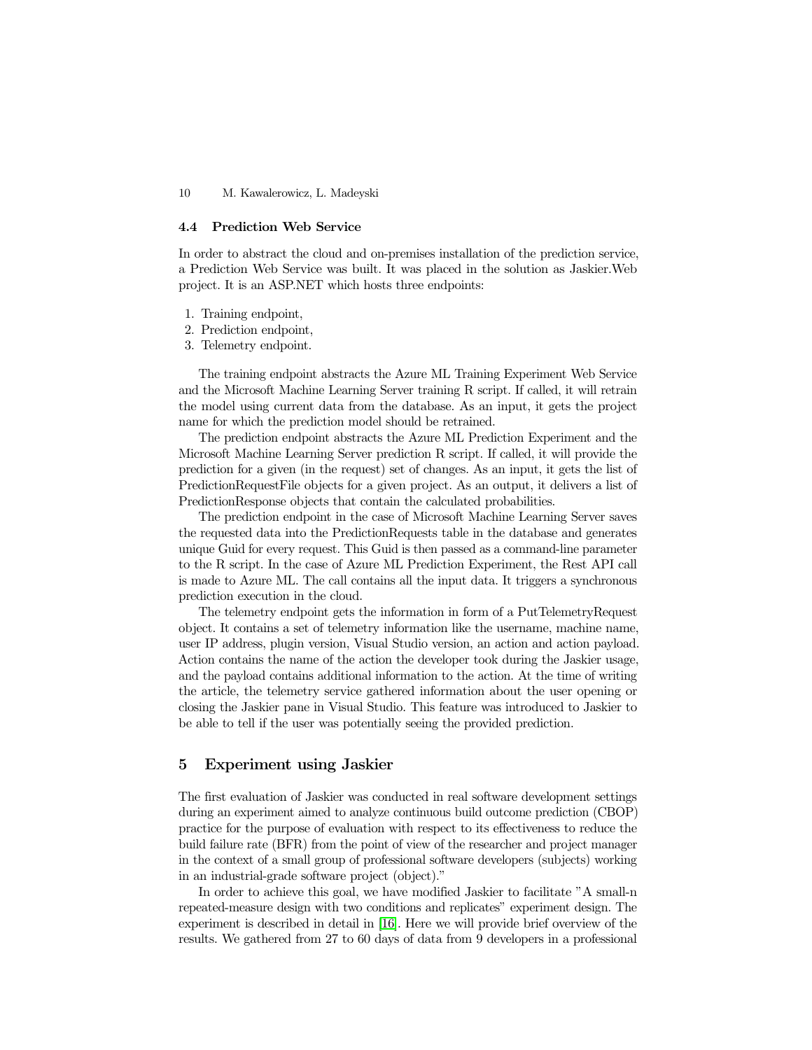### 4.4 Prediction Web Service

In order to abstract the cloud and on-premises installation of the prediction service, a Prediction Web Service was built. It was placed in the solution as Jaskier.Web project. It is an ASP.NET which hosts three endpoints:

1. Training endpoint,
2. Prediction endpoint,
3. Telemetry endpoint.

The training endpoint abstracts the Azure ML Training Experiment Web Service and the Microsoft Machine Learning Server training R script. If called, it will retrain the model using current data from the database. As an input, it gets the project name for which the prediction model should be retrained.

The prediction endpoint abstracts the Azure ML Prediction Experiment and the Microsoft Machine Learning Server prediction R script. If called, it will provide the prediction for a given (in the request) set of changes. As an input, it gets the list of PredictionRequestFile objects for a given project. As an output, it delivers a list of PredictionResponse objects that contain the calculated probabilities.

The prediction endpoint in the case of Microsoft Machine Learning Server saves the requested data into the PredictionRequests table in the database and generates unique Guid for every request. This Guid is then passed as a command-line parameter to the R script. In the case of Azure ML Prediction Experiment, the Rest API call is made to Azure ML. The call contains all the input data. It triggers a synchronous prediction execution in the cloud.

The telemetry endpoint gets the information in form of a PutTelemetryRequest object. It contains a set of telemetry information like the username, machine name, user IP address, plugin version, Visual Studio version, an action and action payload. Action contains the name of the action the developer took during the Jaskier usage, and the payload contains additional information to the action. At the time of writing the article, the telemetry service gathered information about the user opening or closing the Jaskier pane in Visual Studio. This feature was introduced to Jaskier to be able to tell if the user was potentially seeing the provided prediction.

## 5 Experiment using Jaskier

The first evaluation of Jaskier was conducted in real software development settings during an experiment aimed to analyze continuous build outcome prediction (CBOP) practice for the purpose of evaluation with respect to its effectiveness to reduce the build failure rate (BFR) from the point of view of the researcher and project manager in the context of a small group of professional software developers (subjects) working in an industrial-grade software project (object)."

In order to achieve this goal, we have modified Jaskier to facilitate "A small-n repeated-measure design with two conditions and replicates" experiment design. The experiment is described in detail in [16]. Here we will provide brief overview of the results. We gathered from 27 to 60 days of data from 9 developers in a professional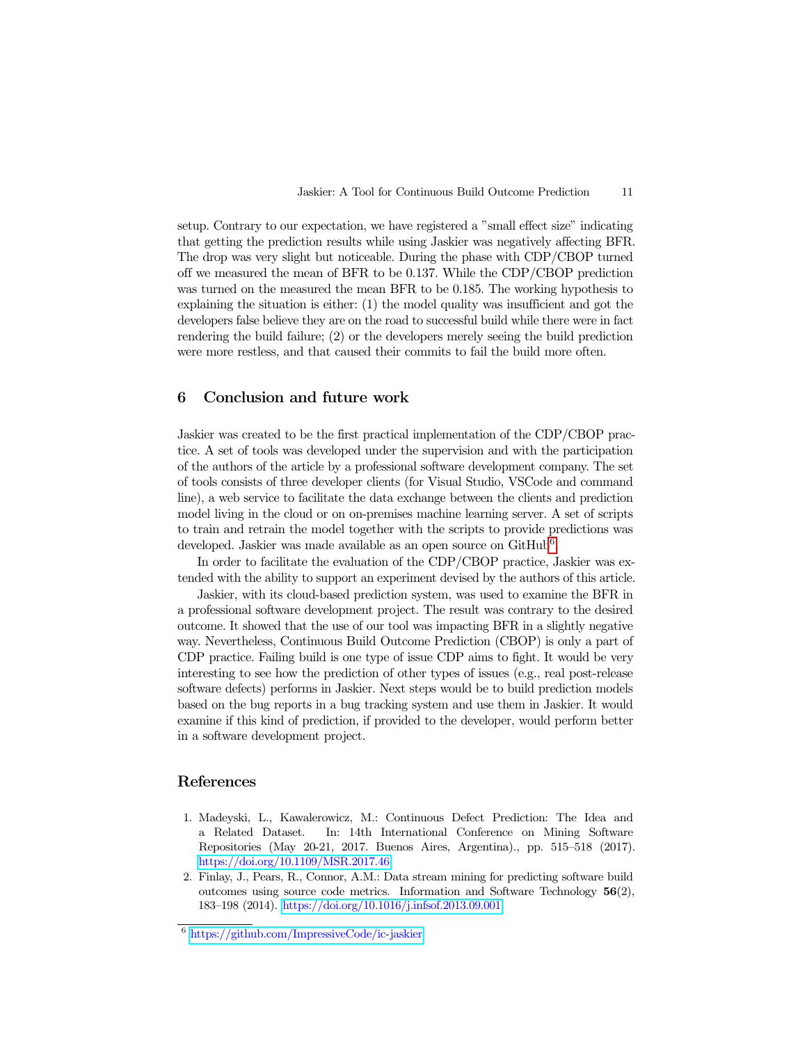setup. Contrary to our expectation, we have registered a "small effect size" indicating that getting the prediction results while using Jaskier was negatively affecting BFR. The drop was very slight but noticeable. During the phase with CDP/CBOP turned off we measured the mean of BFR to be 0.137. While the CDP/CBOP prediction was turned on the measured the mean BFR to be 0.185. The working hypothesis to explaining the situation is either: (1) the model quality was insufficient and got the developers false believe they are on the road to successful build while there were in fact rendering the build failure; (2) or the developers merely seeing the build prediction were more restless, and that caused their commits to fail the build more often.

## 6 Conclusion and future work

Jaskier was created to be the first practical implementation of the CDP/CBOP practice. A set of tools was developed under the supervision and with the participation of the authors of the article by a professional software development company. The set of tools consists of three developer clients (for Visual Studio, VSCode and command line), a web service to facilitate the data exchange between the clients and prediction model living in the cloud or on on-premises machine learning server. A set of scripts to train and retrain the model together with the scripts to provide predictions was developed. Jaskier was made available as an open source on GitHub[6].

In order to facilitate the evaluation of the CDP/CBOP practice, Jaskier was extended with the ability to support an experiment devised by the authors of this article.

Jaskier, with its cloud-based prediction system, was used to examine the BFR in a professional software development project. The result was contrary to the desired outcome. It showed that the use of our tool was impacting BFR in a slightly negative way. Nevertheless, Continuous Build Outcome Prediction (CBOP) is only a part of CDP practice. Failing build is one type of issue CDP aims to fight. It would be very interesting to see how the prediction of other types of issues (e.g., real post-release software defects) performs in Jaskier. Next steps would be to build prediction models based on the bug reports in a bug tracking system and use them in Jaskier. It would examine if this kind of prediction, if provided to the developer, would perform better in a software development project.

## References

1. Madeyski, L., Kawalerowicz, M.: Continuous Defect Prediction: The Idea and a Related Dataset. In: 14th International Conference on Mining Software Repositories (May 20-21, 2017. Buenos Aires, Argentina)., pp. 515–518 (2017). https://doi.org/10.1109/MSR.2017.46
2. Finlay, J., Pears, R., Connor, A.M.: Data stream mining for predicting software build outcomes using source code metrics. Information and Software Technology **56**(2), 183–198 (2014). https://doi.org/10.1016/j.infsof.2013.09.001

[6] https://github.com/ImpressiveCode/ic-jaskier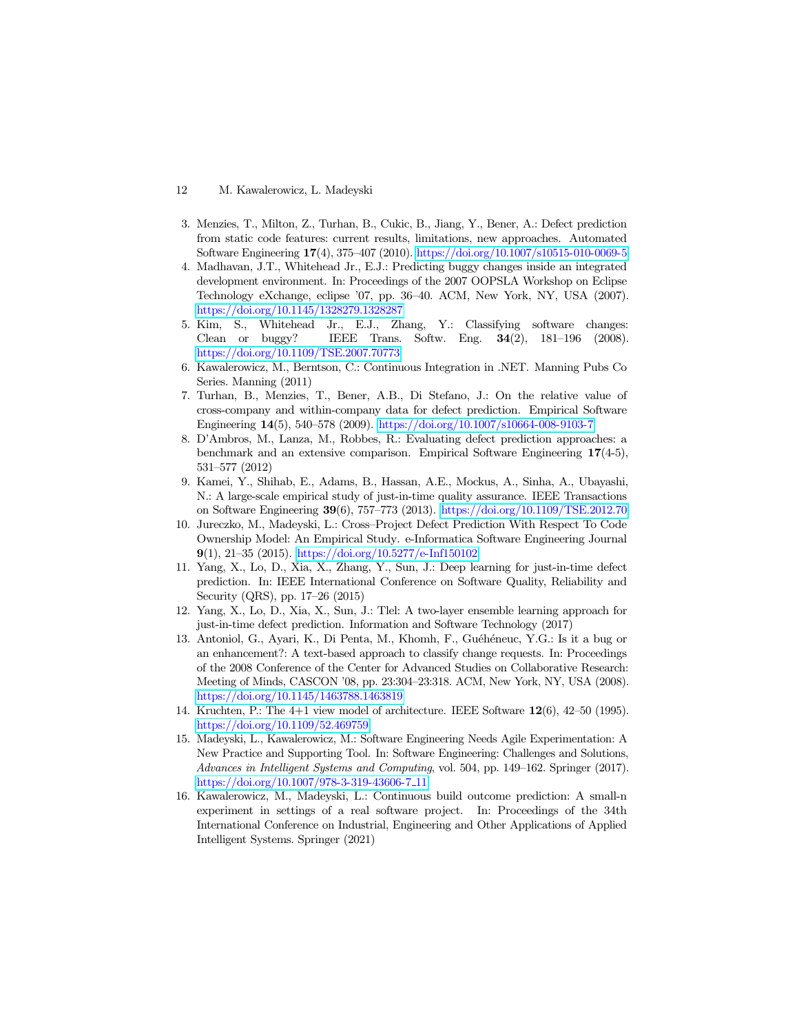3. Menzies, T., Milton, Z., Turhan, B., Cukic, B., Jiang, Y., Bener, A.: Defect prediction from static code features: current results, limitations, new approaches. Automated Software Engineering **17**(4), 375–407 (2010). https://doi.org/10.1007/s10515-010-0069-5
4. Madhavan, J.T., Whitehead Jr., E.J.: Predicting buggy changes inside an integrated development environment. In: Proceedings of the 2007 OOPSLA Workshop on Eclipse Technology eXchange, eclipse '07, pp. 36–40. ACM, New York, NY, USA (2007). https://doi.org/10.1145/1328279.1328287
5. Kim, S., Whitehead Jr., E.J., Zhang, Y.: Classifying software changes: Clean or buggy? IEEE Trans. Softw. Eng. **34**(2), 181–196 (2008). https://doi.org/10.1109/TSE.2007.70773
6. Kawalerowicz, M., Berntson, C.: Continuous Integration in .NET. Manning Pubs Co Series. Manning (2011)
7. Turhan, B., Menzies, T., Bener, A.B., Di Stefano, J.: On the relative value of cross-company and within-company data for defect prediction. Empirical Software Engineering **14**(5), 540–578 (2009). https://doi.org/10.1007/s10664-008-9103-7
8. D'Ambros, M., Lanza, M., Robbes, R.: Evaluating defect prediction approaches: a benchmark and an extensive comparison. Empirical Software Engineering **17**(4-5), 531–577 (2012)
9. Kamei, Y., Shihab, E., Adams, B., Hassan, A.E., Mockus, A., Sinha, A., Ubayashi, N.: A large-scale empirical study of just-in-time quality assurance. IEEE Transactions on Software Engineering **39**(6), 757–773 (2013). https://doi.org/10.1109/TSE.2012.70
10. Jureczko, M., Madeyski, L.: Cross–Project Defect Prediction With Respect To Code Ownership Model: An Empirical Study. e-Informatica Software Engineering Journal **9**(1), 21–35 (2015). https://doi.org/10.5277/e-Inf150102
11. Yang, X., Lo, D., Xia, X., Zhang, Y., Sun, J.: Deep learning for just-in-time defect prediction. In: IEEE International Conference on Software Quality, Reliability and Security (QRS), pp. 17–26 (2015)
12. Yang, X., Lo, D., Xia, X., Sun, J.: Tlel: A two-layer ensemble learning approach for just-in-time defect prediction. Information and Software Technology (2017)
13. Antoniol, G., Ayari, K., Di Penta, M., Khomh, F., Guéhéneuc, Y.G.: Is it a bug or an enhancement?: A text-based approach to classify change requests. In: Proceedings of the 2008 Conference of the Center for Advanced Studies on Collaborative Research: Meeting of Minds, CASCON '08, pp. 23:304–23:318. ACM, New York, NY, USA (2008). https://doi.org/10.1145/1463788.1463819
14. Kruchten, P.: The 4+1 view model of architecture. IEEE Software **12**(6), 42–50 (1995). https://doi.org/10.1109/52.469759
15. Madeyski, L., Kawalerowicz, M.: Software Engineering Needs Agile Experimentation: A New Practice and Supporting Tool. In: Software Engineering: Challenges and Solutions, *Advances in Intelligent Systems and Computing*, vol. 504, pp. 149–162. Springer (2017). https://doi.org/10.1007/978-3-319-43606-7_11
16. Kawalerowicz, M., Madeyski, L.: Continuous build outcome prediction: A small-n experiment in settings of a real software project. In: Proceedings of the 34th International Conference on Industrial, Engineering and Other Applications of Applied Intelligent Systems. Springer (2021)